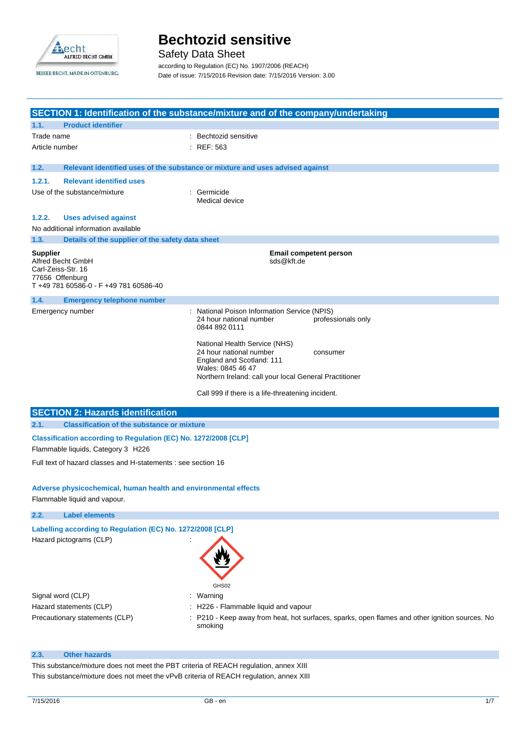# Bechtozid sensitive

Safety Data Sheet

according to Regulation (EC) No. 1907/2006 (REACH)

Date of issue: 7/15/2016 Revision date: 7/15/2016 Version: 3.00

## SECTION 1: Identification of the substance/mixture and of the company/undertaking

### 1.1. Product identifier

Trade name : Bechtozid sensitive

Article number : REF: 563

### 1.2. Relevant identified uses of the substance or mixture and uses advised against

#### 1.2.1. Relevant identified uses

Use of the substance/mixture : Germicide
Medical device

#### 1.2.2. Uses advised against

No additional information available

### 1.3. Details of the supplier of the safety data sheet

**Supplier**
Alfred Becht GmbH
Carl-Zeiss-Str. 16
77656 Offenburg
T +49 781 60586-0 - F +49 781 60586-40

**Email competent person**
sds@kft.de

### 1.4. Emergency telephone number

Emergency number : National Poison Information Service (NPIS)
24 hour national number professionals only
0844 892 0111

National Health Service (NHS)
24 hour national number consumer
England and Scotland: 111
Wales: 0845 46 47
Northern Ireland: call your local General Practitioner

Call 999 if there is a life-threatening incident.

## SECTION 2: Hazards identification

### 2.1. Classification of the substance or mixture

**Classification according to Regulation (EC) No. 1272/2008 [CLP]**

Flammable liquids, Category 3 H226

Full text of hazard classes and H-statements : see section 16

**Adverse physicochemical, human health and environmental effects**

Flammable liquid and vapour.

### 2.2. Label elements

**Labelling according to Regulation (EC) No. 1272/2008 [CLP]**

Hazard pictograms (CLP) :

GHS02

Signal word (CLP) : Warning

Hazard statements (CLP) : H226 - Flammable liquid and vapour

Precautionary statements (CLP) : P210 - Keep away from heat, hot surfaces, sparks, open flames and other ignition sources. No smoking

### 2.3. Other hazards

This substance/mixture does not meet the PBT criteria of REACH regulation, annex XIII

This substance/mixture does not meet the vPvB criteria of REACH regulation, annex XIII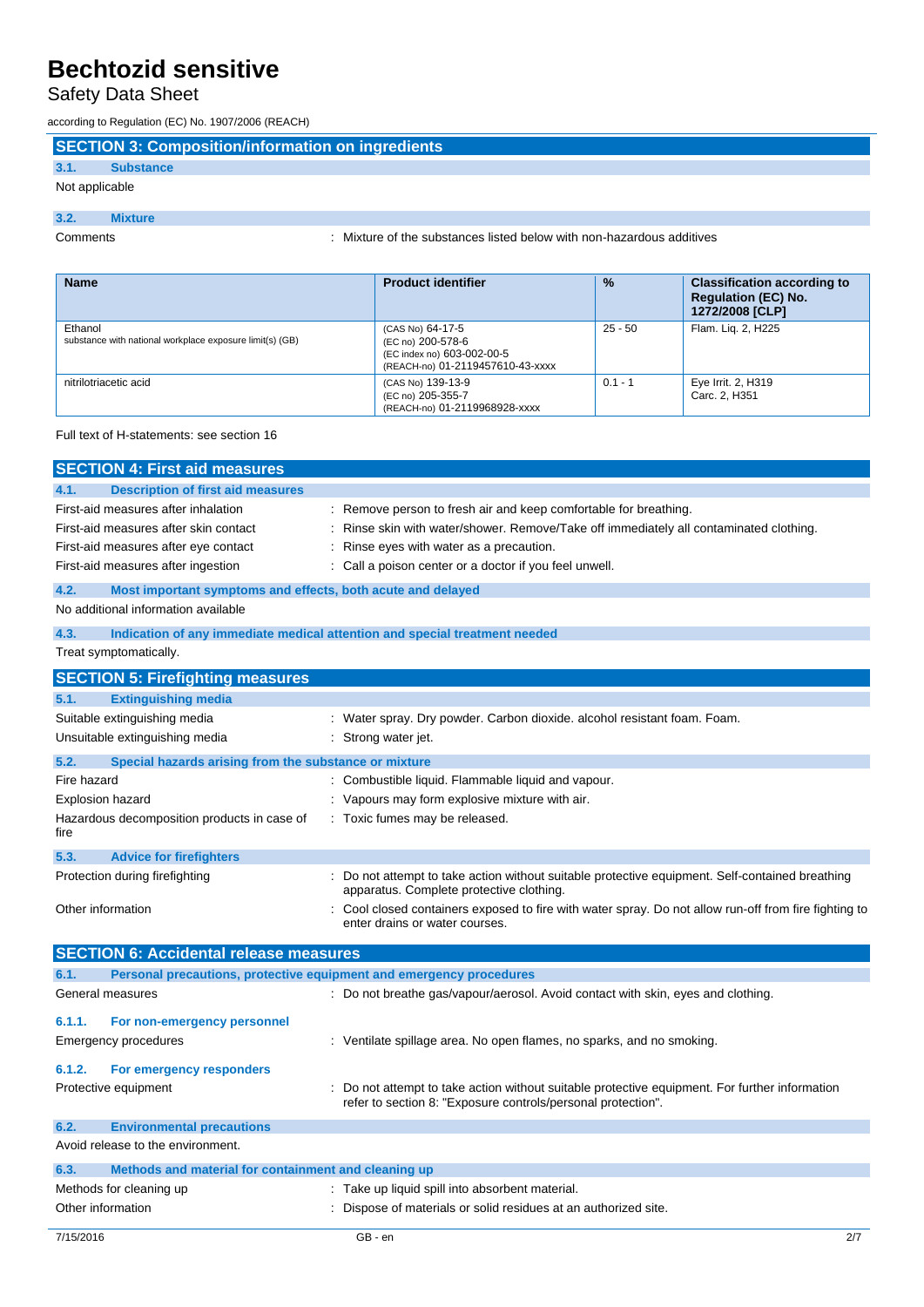## SECTION 3: Composition/information on ingredients

### 3.1. Substance

Not applicable

### 3.2. Mixture

Comments : Mixture of the substances listed below with non-hazardous additives

| Name | Product identifier | % | Classification according to Regulation (EC) No. 1272/2008 [CLP] |
|---|---|---|---|
| Ethanol<br>substance with national workplace exposure limit(s) (GB) | (CAS No) 64-17-5<br>(EC no) 200-578-6<br>(EC index no) 603-002-00-5<br>(REACH-no) 01-2119457610-43-xxxx | 25 - 50 | Flam. Liq. 2, H225 |
| nitrilotriacetic acid | (CAS No) 139-13-9<br>(EC no) 205-355-7<br>(REACH-no) 01-2119968928-xxxx | 0.1 - 1 | Eye Irrit. 2, H319<br>Carc. 2, H351 |

Full text of H-statements: see section 16

## SECTION 4: First aid measures

### 4.1. Description of first aid measures

First-aid measures after inhalation : Remove person to fresh air and keep comfortable for breathing.

First-aid measures after skin contact : Rinse skin with water/shower. Remove/Take off immediately all contaminated clothing.

First-aid measures after eye contact : Rinse eyes with water as a precaution.

First-aid measures after ingestion : Call a poison center or a doctor if you feel unwell.

### 4.2. Most important symptoms and effects, both acute and delayed

No additional information available

### 4.3. Indication of any immediate medical attention and special treatment needed

Treat symptomatically.

## SECTION 5: Firefighting measures

### 5.1. Extinguishing media

Suitable extinguishing media : Water spray. Dry powder. Carbon dioxide. alcohol resistant foam. Foam.

Unsuitable extinguishing media : Strong water jet.

### 5.2. Special hazards arising from the substance or mixture

Fire hazard : Combustible liquid. Flammable liquid and vapour.

Explosion hazard : Vapours may form explosive mixture with air.

Hazardous decomposition products in case of fire : Toxic fumes may be released.

### 5.3. Advice for firefighters

Protection during firefighting : Do not attempt to take action without suitable protective equipment. Self-contained breathing apparatus. Complete protective clothing.

Other information : Cool closed containers exposed to fire with water spray. Do not allow run-off from fire fighting to enter drains or water courses.

## SECTION 6: Accidental release measures

### 6.1. Personal precautions, protective equipment and emergency procedures

General measures : Do not breathe gas/vapour/aerosol. Avoid contact with skin, eyes and clothing.

#### 6.1.1. For non-emergency personnel

Emergency procedures : Ventilate spillage area. No open flames, no sparks, and no smoking.

#### 6.1.2. For emergency responders

Protective equipment : Do not attempt to take action without suitable protective equipment. For further information refer to section 8: "Exposure controls/personal protection".

### 6.2. Environmental precautions

Avoid release to the environment.

### 6.3. Methods and material for containment and cleaning up

Methods for cleaning up : Take up liquid spill into absorbent material.

Other information : Dispose of materials or solid residues at an authorized site.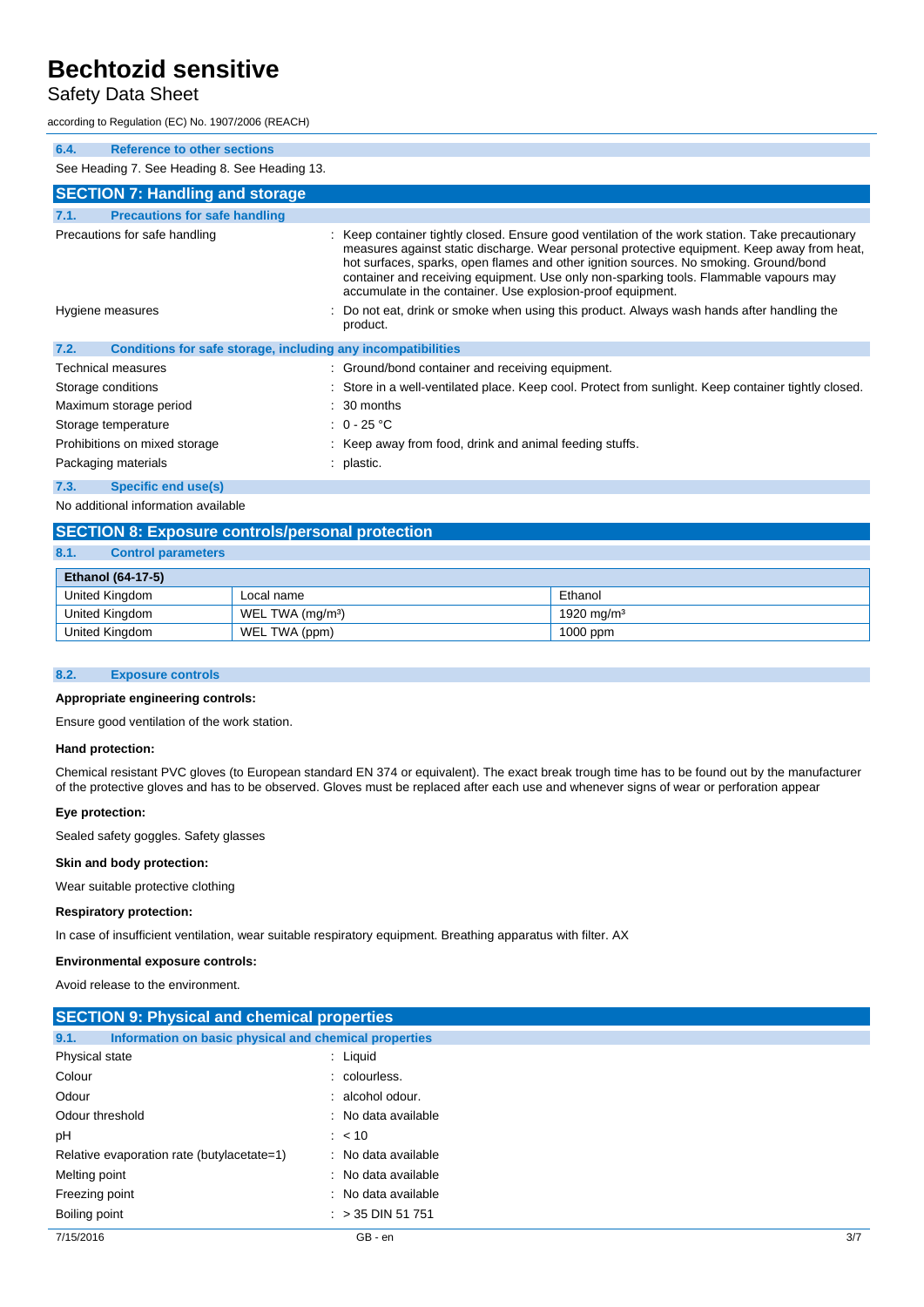# Bechtozid sensitive

Safety Data Sheet

according to Regulation (EC) No. 1907/2006 (REACH)

### 6.4. Reference to other sections

See Heading 7. See Heading 8. See Heading 13.

## SECTION 7: Handling and storage

### 7.1. Precautions for safe handling

| | |
|---|---|
| Precautions for safe handling | : Keep container tightly closed. Ensure good ventilation of the work station. Take precautionary measures against static discharge. Wear personal protective equipment. Keep away from heat, hot surfaces, sparks, open flames and other ignition sources. No smoking. Ground/bond container and receiving equipment. Use only non-sparking tools. Flammable vapours may accumulate in the container. Use explosion-proof equipment. |
| Hygiene measures | : Do not eat, drink or smoke when using this product. Always wash hands after handling the product. |

### 7.2. Conditions for safe storage, including any incompatibilities

| | |
|---|---|
| Technical measures | : Ground/bond container and receiving equipment. |
| Storage conditions | : Store in a well-ventilated place. Keep cool. Protect from sunlight. Keep container tightly closed. |
| Maximum storage period | : 30 months |
| Storage temperature | : 0 - 25 °C |
| Prohibitions on mixed storage | : Keep away from food, drink and animal feeding stuffs. |
| Packaging materials | : plastic. |

### 7.3. Specific end use(s)

No additional information available

## SECTION 8: Exposure controls/personal protection

### 8.1. Control parameters

| Ethanol (64-17-5) | | |
|---|---|---|
| United Kingdom | Local name | Ethanol |
| United Kingdom | WEL TWA (mg/m³) | 1920 mg/m³ |
| United Kingdom | WEL TWA (ppm) | 1000 ppm |

### 8.2. Exposure controls

**Appropriate engineering controls:**

Ensure good ventilation of the work station.

**Hand protection:**

Chemical resistant PVC gloves (to European standard EN 374 or equivalent). The exact break trough time has to be found out by the manufacturer of the protective gloves and has to be observed. Gloves must be replaced after each use and whenever signs of wear or perforation appear

**Eye protection:**

Sealed safety goggles. Safety glasses

**Skin and body protection:**

Wear suitable protective clothing

**Respiratory protection:**

In case of insufficient ventilation, wear suitable respiratory equipment. Breathing apparatus with filter. AX

**Environmental exposure controls:**

Avoid release to the environment.

## SECTION 9: Physical and chemical properties

### 9.1. Information on basic physical and chemical properties

| | |
|---|---|
| Physical state | : Liquid |
| Colour | : colourless. |
| Odour | : alcohol odour. |
| Odour threshold | : No data available |
| pH | : < 10 |
| Relative evaporation rate (butylacetate=1) | : No data available |
| Melting point | : No data available |
| Freezing point | : No data available |
| Boiling point | : > 35 DIN 51 751 |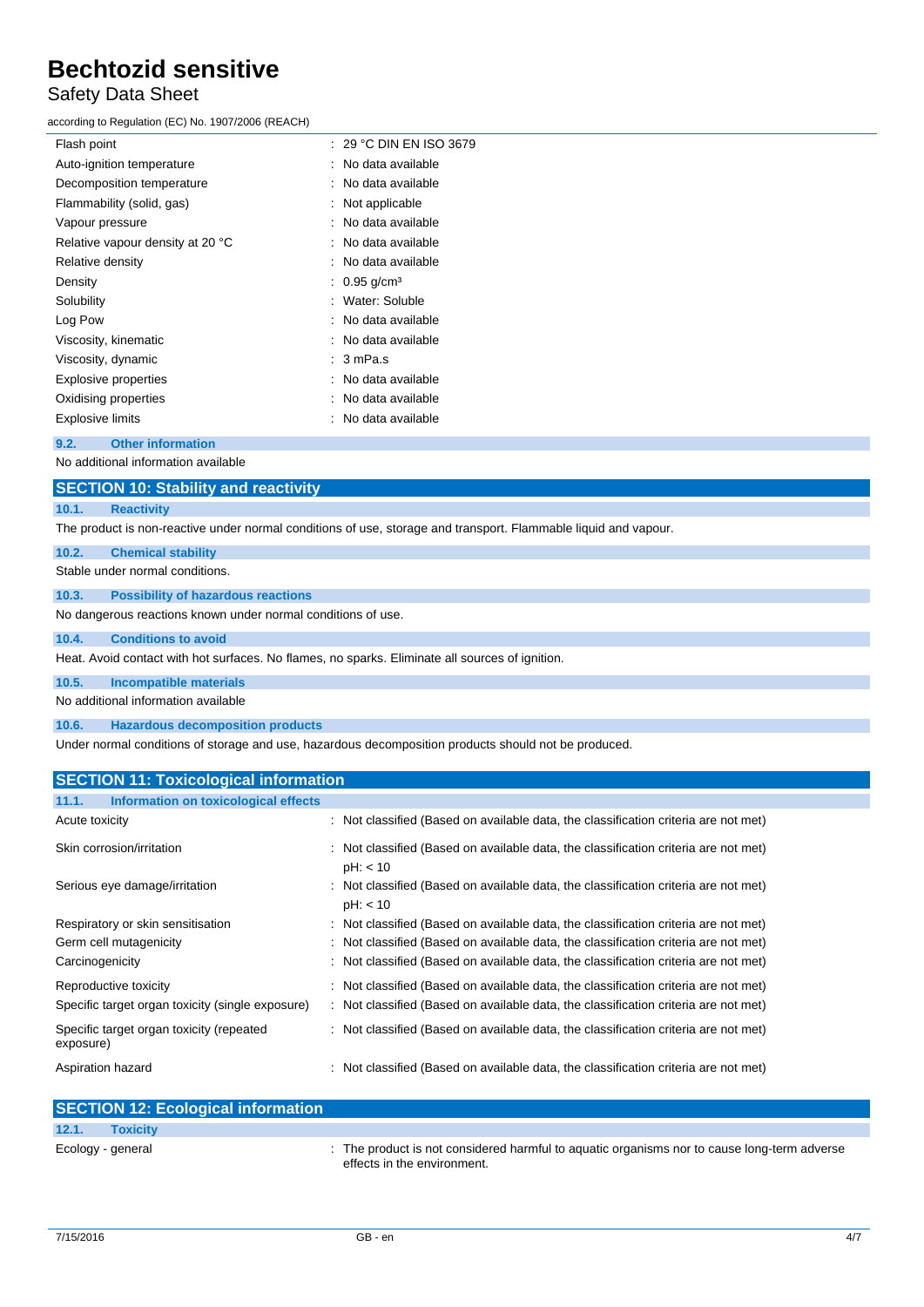| | |
|---|---|
| Flash point | : 29 °C DIN EN ISO 3679 |
| Auto-ignition temperature | : No data available |
| Decomposition temperature | : No data available |
| Flammability (solid, gas) | : Not applicable |
| Vapour pressure | : No data available |
| Relative vapour density at 20 °C | : No data available |
| Relative density | : No data available |
| Density | : 0.95 g/cm³ |
| Solubility | : Water: Soluble |
| Log Pow | : No data available |
| Viscosity, kinematic | : No data available |
| Viscosity, dynamic | : 3 mPa.s |
| Explosive properties | : No data available |
| Oxidising properties | : No data available |
| Explosive limits | : No data available |

### 9.2. Other information

No additional information available

## SECTION 10: Stability and reactivity

### 10.1. Reactivity

The product is non-reactive under normal conditions of use, storage and transport. Flammable liquid and vapour.

### 10.2. Chemical stability

Stable under normal conditions.

### 10.3. Possibility of hazardous reactions

No dangerous reactions known under normal conditions of use.

### 10.4. Conditions to avoid

Heat. Avoid contact with hot surfaces. No flames, no sparks. Eliminate all sources of ignition.

### 10.5. Incompatible materials

No additional information available

### 10.6. Hazardous decomposition products

Under normal conditions of storage and use, hazardous decomposition products should not be produced.

## SECTION 11: Toxicological information

### 11.1. Information on toxicological effects

| | |
|---|---|
| Acute toxicity | : Not classified (Based on available data, the classification criteria are not met) |
| Skin corrosion/irritation | : Not classified (Based on available data, the classification criteria are not met)<br>pH: < 10 |
| Serious eye damage/irritation | : Not classified (Based on available data, the classification criteria are not met)<br>pH: < 10 |
| Respiratory or skin sensitisation | : Not classified (Based on available data, the classification criteria are not met) |
| Germ cell mutagenicity | : Not classified (Based on available data, the classification criteria are not met) |
| Carcinogenicity | : Not classified (Based on available data, the classification criteria are not met) |
| Reproductive toxicity | : Not classified (Based on available data, the classification criteria are not met) |
| Specific target organ toxicity (single exposure) | : Not classified (Based on available data, the classification criteria are not met) |
| Specific target organ toxicity (repeated exposure) | : Not classified (Based on available data, the classification criteria are not met) |
| Aspiration hazard | : Not classified (Based on available data, the classification criteria are not met) |

## SECTION 12: Ecological information

### 12.1. Toxicity

| | |
|---|---|
| Ecology - general | : The product is not considered harmful to aquatic organisms nor to cause long-term adverse effects in the environment. |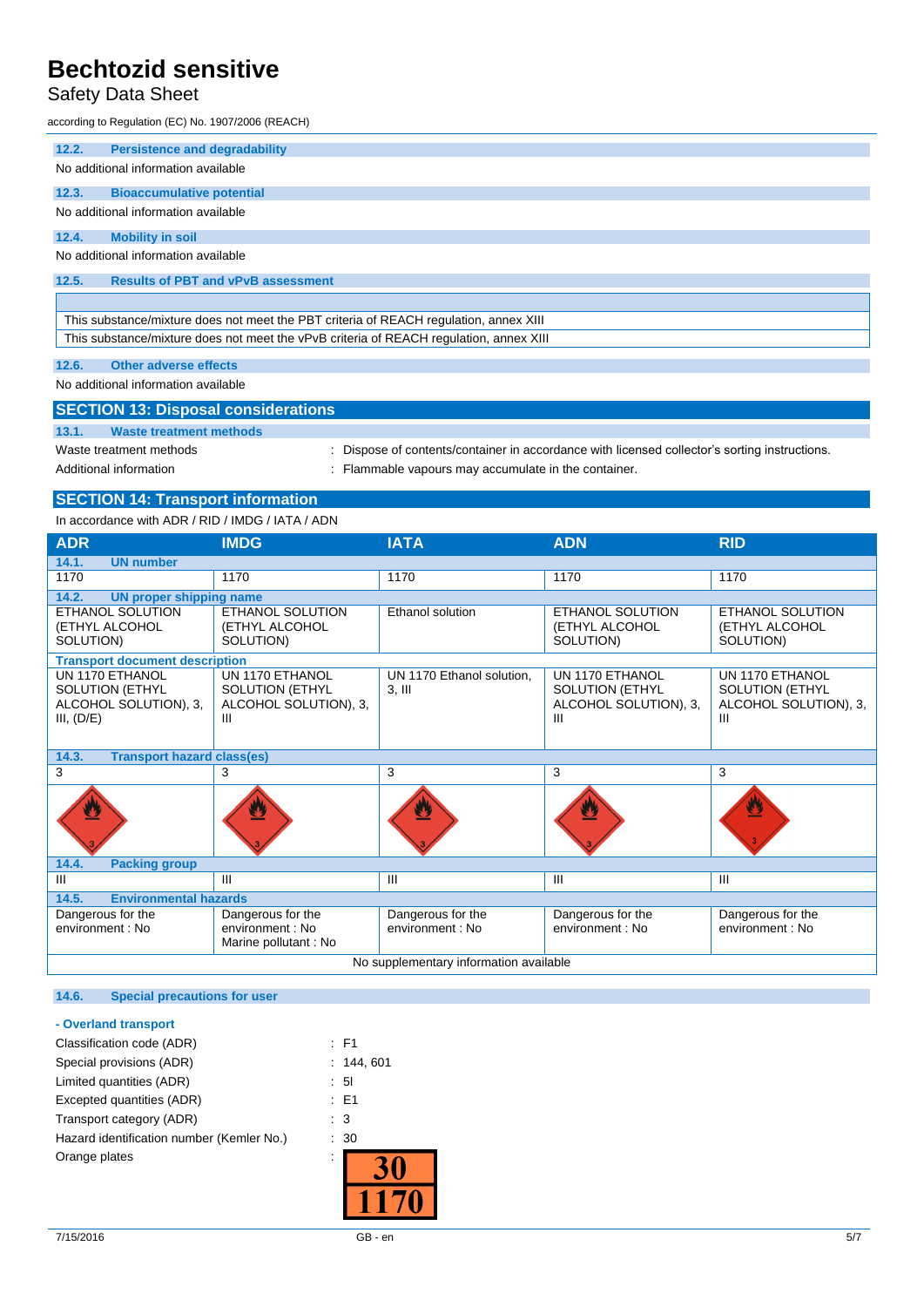### 12.2. Persistence and degradability

No additional information available

### 12.3. Bioaccumulative potential

No additional information available

### 12.4. Mobility in soil

No additional information available

### 12.5. Results of PBT and vPvB assessment

| |
|---|
| This substance/mixture does not meet the PBT criteria of REACH regulation, annex XIII |
| This substance/mixture does not meet the vPvB criteria of REACH regulation, annex XIII |

### 12.6. Other adverse effects

No additional information available

## SECTION 13: Disposal considerations

### 13.1. Waste treatment methods

Waste treatment methods : Dispose of contents/container in accordance with licensed collector's sorting instructions.

Additional information : Flammable vapours may accumulate in the container.

## SECTION 14: Transport information

In accordance with ADR / RID / IMDG / IATA / ADN

| ADR | IMDG | IATA | ADN | RID |
|---|---|---|---|---|
| **14.1. UN number** | | | | |
| 1170 | 1170 | 1170 | 1170 | 1170 |
| **14.2. UN proper shipping name** | | | | |
| ETHANOL SOLUTION (ETHYL ALCOHOL SOLUTION) | ETHANOL SOLUTION (ETHYL ALCOHOL SOLUTION) | Ethanol solution | ETHANOL SOLUTION (ETHYL ALCOHOL SOLUTION) | ETHANOL SOLUTION (ETHYL ALCOHOL SOLUTION) |
| **Transport document description** | | | | |
| UN 1170 ETHANOL SOLUTION (ETHYL ALCOHOL SOLUTION), 3, III, (D/E) | UN 1170 ETHANOL SOLUTION (ETHYL ALCOHOL SOLUTION), 3, III | UN 1170 Ethanol solution, 3, III | UN 1170 ETHANOL SOLUTION (ETHYL ALCOHOL SOLUTION), 3, III | UN 1170 ETHANOL SOLUTION (ETHYL ALCOHOL SOLUTION), 3, III |
| **14.3. Transport hazard class(es)** | | | | |
| 3 | 3 | 3 | 3 | 3 |
| **14.4. Packing group** | | | | |
| III | III | III | III | III |
| **14.5. Environmental hazards** | | | | |
| Dangerous for the environment : No | Dangerous for the environment : No<br>Marine pollutant : No | Dangerous for the environment : No | Dangerous for the environment : No | Dangerous for the environment : No |
| No supplementary information available | | | | |

### 14.6. Special precautions for user

**- Overland transport**

Classification code (ADR) : F1

Special provisions (ADR) : 144, 601

Limited quantities (ADR) : 5l

Excepted quantities (ADR) : E1

Transport category (ADR) : 3

Hazard identification number (Kemler No.) : 30

Orange plates :

| 30 |
|---|
| 1170 |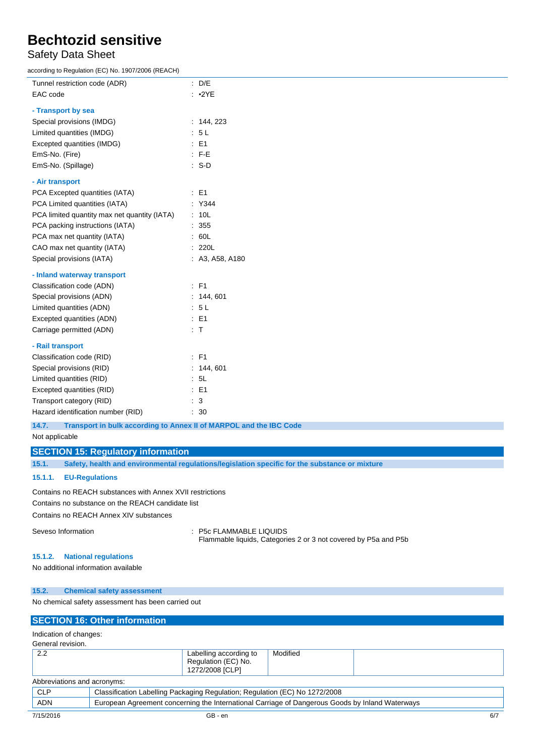| | |
|---|---|
| Tunnel restriction code (ADR) | : D/E |
| EAC code | : •2YE |

**- Transport by sea**

| | |
|---|---|
| Special provisions (IMDG) | : 144, 223 |
| Limited quantities (IMDG) | : 5 L |
| Excepted quantities (IMDG) | : E1 |
| EmS-No. (Fire) | : F-E |
| EmS-No. (Spillage) | : S-D |

**- Air transport**

| | |
|---|---|
| PCA Excepted quantities (IATA) | : E1 |
| PCA Limited quantities (IATA) | : Y344 |
| PCA limited quantity max net quantity (IATA) | : 10L |
| PCA packing instructions (IATA) | : 355 |
| PCA max net quantity (IATA) | : 60L |
| CAO max net quantity (IATA) | : 220L |
| Special provisions (IATA) | : A3, A58, A180 |

**- Inland waterway transport**

| | |
|---|---|
| Classification code (ADN) | : F1 |
| Special provisions (ADN) | : 144, 601 |
| Limited quantities (ADN) | : 5 L |
| Excepted quantities (ADN) | : E1 |
| Carriage permitted (ADN) | : T |

**- Rail transport**

| | |
|---|---|
| Classification code (RID) | : F1 |
| Special provisions (RID) | : 144, 601 |
| Limited quantities (RID) | : 5L |
| Excepted quantities (RID) | : E1 |
| Transport category (RID) | : 3 |
| Hazard identification number (RID) | : 30 |

### 14.7. Transport in bulk according to Annex II of MARPOL and the IBC Code

Not applicable

## SECTION 15: Regulatory information

### 15.1. Safety, health and environmental regulations/legislation specific for the substance or mixture

#### 15.1.1. EU-Regulations

Contains no REACH substances with Annex XVII restrictions

Contains no substance on the REACH candidate list

Contains no REACH Annex XIV substances

| | |
|---|---|
| Seveso Information | : P5c FLAMMABLE LIQUIDS<br>Flammable liquids, Categories 2 or 3 not covered by P5a and P5b |

#### 15.1.2. National regulations

No additional information available

### 15.2. Chemical safety assessment

No chemical safety assessment has been carried out

## SECTION 16: Other information

Indication of changes:

General revision.

| | | | |
|---|---|---|---|
| 2.2 | Labelling according to Regulation (EC) No. 1272/2008 [CLP] | Modified | |

Abbreviations and acronyms:

| | |
|---|---|
| CLP | Classification Labelling Packaging Regulation; Regulation (EC) No 1272/2008 |
| ADN | European Agreement concerning the International Carriage of Dangerous Goods by Inland Waterways |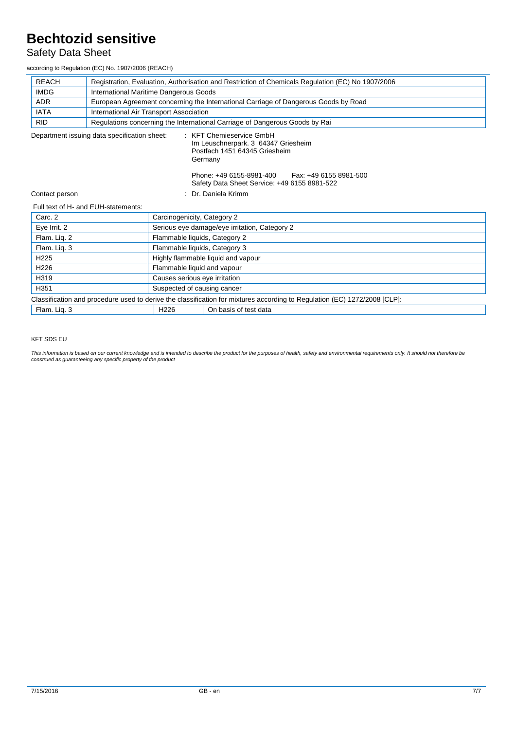# Bechtozid sensitive

Safety Data Sheet

according to Regulation (EC) No. 1907/2006 (REACH)

| | |
|---|---|
| REACH | Registration, Evaluation, Authorisation and Restriction of Chemicals Regulation (EC) No 1907/2006 |
| IMDG | International Maritime Dangerous Goods |
| ADR | European Agreement concerning the International Carriage of Dangerous Goods by Road |
| IATA | International Air Transport Association |
| RID | Regulations concerning the International Carriage of Dangerous Goods by Rai |

Department issuing data specification sheet: : KFT Chemieservice GmbH
Im Leuschnerpark. 3 64347 Griesheim
Postfach 1451 64345 Griesheim
Germany

Phone: +49 6155-8981-400 Fax: +49 6155 8981-500
Safety Data Sheet Service: +49 6155 8981-522

Contact person : Dr. Daniela Krimm

Full text of H- and EUH-statements:

| | |
|---|---|
| Carc. 2 | Carcinogenicity, Category 2 |
| Eye Irrit. 2 | Serious eye damage/eye irritation, Category 2 |
| Flam. Liq. 2 | Flammable liquids, Category 2 |
| Flam. Liq. 3 | Flammable liquids, Category 3 |
| H225 | Highly flammable liquid and vapour |
| H226 | Flammable liquid and vapour |
| H319 | Causes serious eye irritation |
| H351 | Suspected of causing cancer |

Classification and procedure used to derive the classification for mixtures according to Regulation (EC) 1272/2008 [CLP]:

| | | |
|---|---|---|
| Flam. Liq. 3 | H226 | On basis of test data |

KFT SDS EU

*This information is based on our current knowledge and is intended to describe the product for the purposes of health, safety and environmental requirements only. It should not therefore be construed as guaranteeing any specific property of the product*

7/15/2016 GB - en